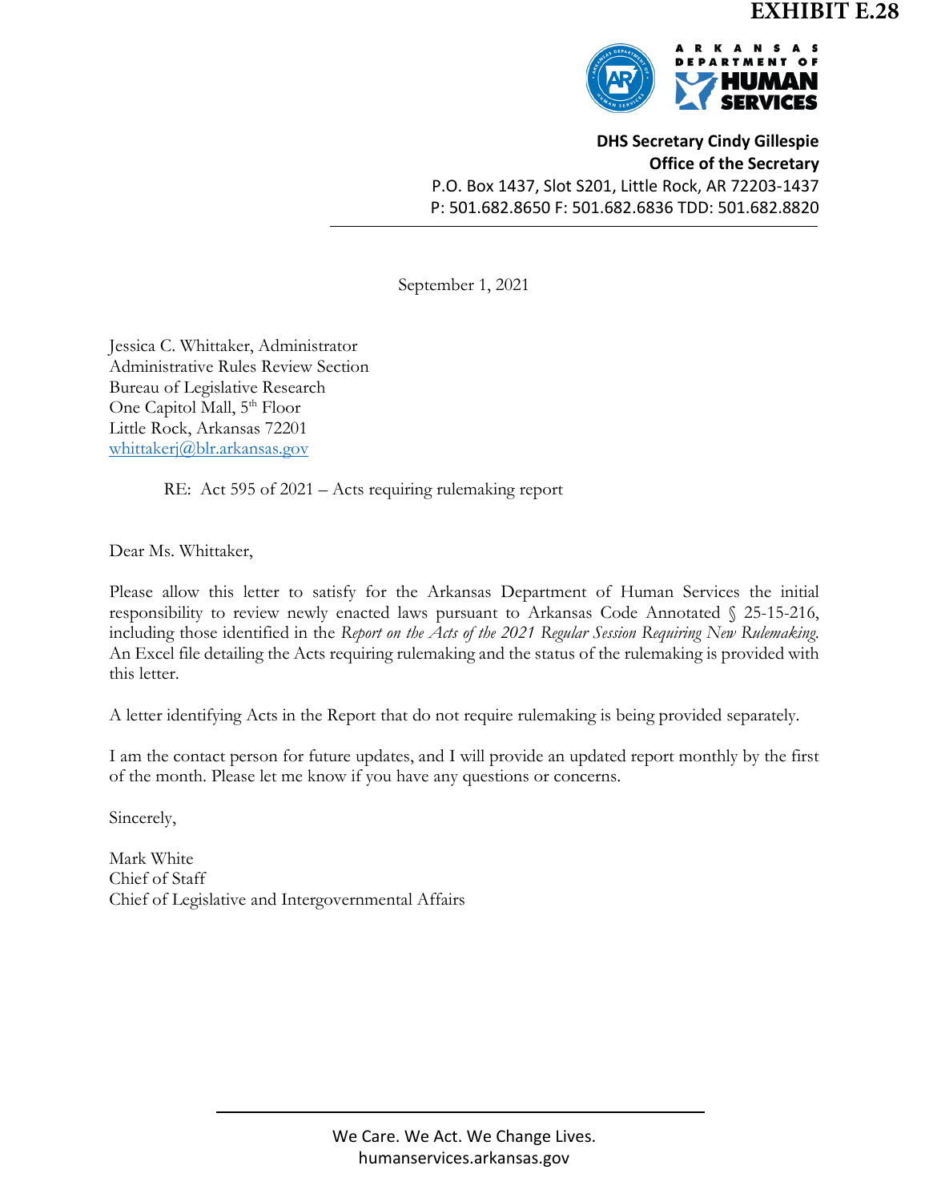**EXHIBIT E.28**

ARKANSAS DEPARTMENT OF HUMAN SERVICES

**DHS Secretary Cindy Gillespie**
**Office of the Secretary**
P.O. Box 1437, Slot S201, Little Rock, AR 72203-1437
P: 501.682.8650 F: 501.682.6836 TDD: 501.682.8820

September 1, 2021

Jessica C. Whittaker, Administrator
Administrative Rules Review Section
Bureau of Legislative Research
One Capitol Mall, 5th Floor
Little Rock, Arkansas 72201
whittakerj@blr.arkansas.gov

RE: Act 595 of 2021 – Acts requiring rulemaking report

Dear Ms. Whittaker,

Please allow this letter to satisfy for the Arkansas Department of Human Services the initial responsibility to review newly enacted laws pursuant to Arkansas Code Annotated § 25-15-216, including those identified in the *Report on the Acts of the 2021 Regular Session Requiring New Rulemaking.* An Excel file detailing the Acts requiring rulemaking and the status of the rulemaking is provided with this letter.

A letter identifying Acts in the Report that do not require rulemaking is being provided separately.

I am the contact person for future updates, and I will provide an updated report monthly by the first of the month. Please let me know if you have any questions or concerns.

Sincerely,

Mark White
Chief of Staff
Chief of Legislative and Intergovernmental Affairs

We Care. We Act. We Change Lives.
humanservices.arkansas.gov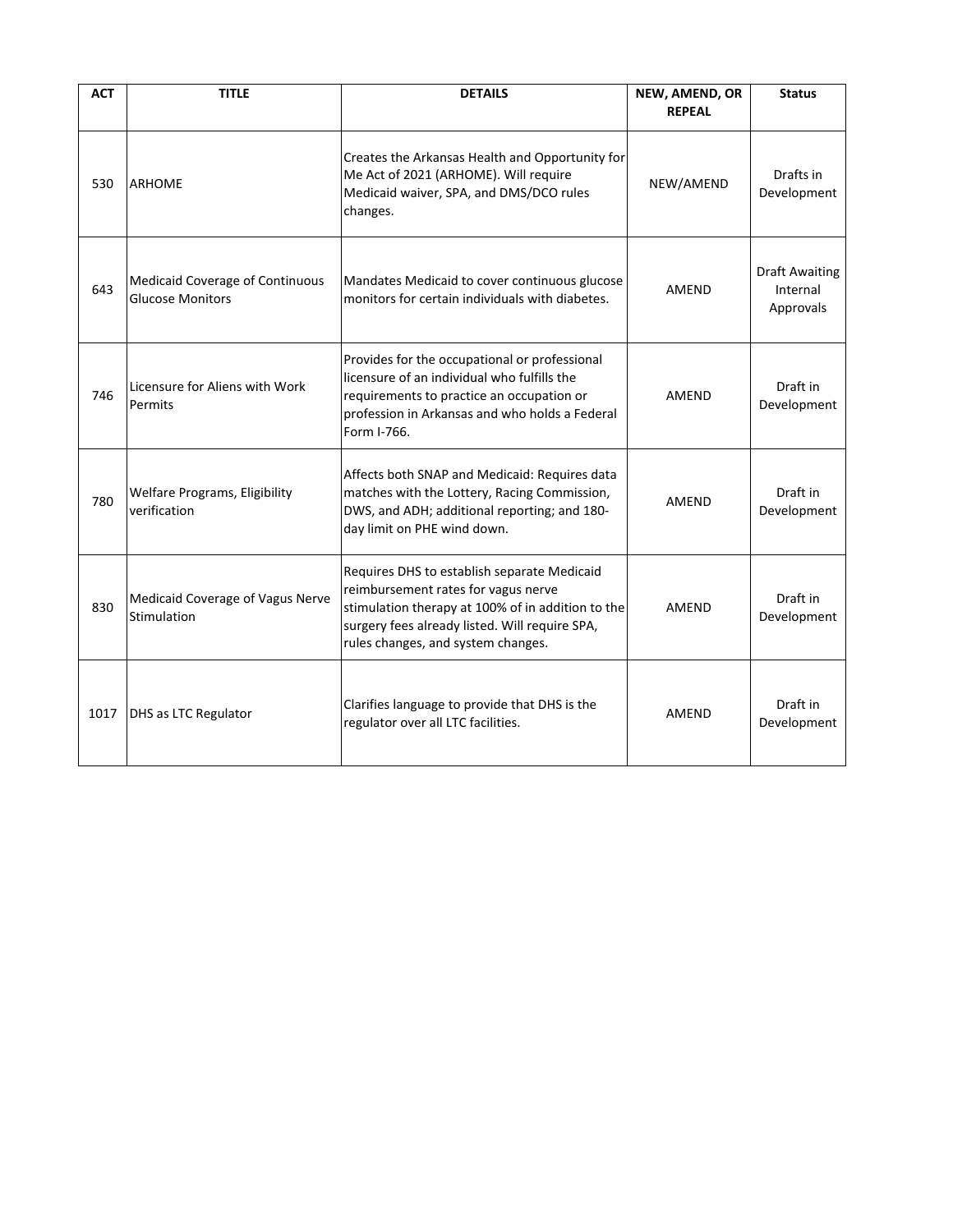| ACT | TITLE | DETAILS | NEW, AMEND, OR REPEAL | Status |
| --- | --- | --- | --- | --- |
| 530 | ARHOME | Creates the Arkansas Health and Opportunity for Me Act of 2021 (ARHOME). Will require Medicaid waiver, SPA, and DMS/DCO rules changes. | NEW/AMEND | Drafts in Development |
| 643 | Medicaid Coverage of Continuous Glucose Monitors | Mandates Medicaid to cover continuous glucose monitors for certain individuals with diabetes. | AMEND | Draft Awaiting Internal Approvals |
| 746 | Licensure for Aliens with Work Permits | Provides for the occupational or professional licensure of an individual who fulfills the requirements to practice an occupation or profession in Arkansas and who holds a Federal Form I-766. | AMEND | Draft in Development |
| 780 | Welfare Programs, Eligibility verification | Affects both SNAP and Medicaid: Requires data matches with the Lottery, Racing Commission, DWS, and ADH; additional reporting; and 180-day limit on PHE wind down. | AMEND | Draft in Development |
| 830 | Medicaid Coverage of Vagus Nerve Stimulation | Requires DHS to establish separate Medicaid reimbursement rates for vagus nerve stimulation therapy at 100% of in addition to the surgery fees already listed. Will require SPA, rules changes, and system changes. | AMEND | Draft in Development |
| 1017 | DHS as LTC Regulator | Clarifies language to provide that DHS is the regulator over all LTC facilities. | AMEND | Draft in Development |